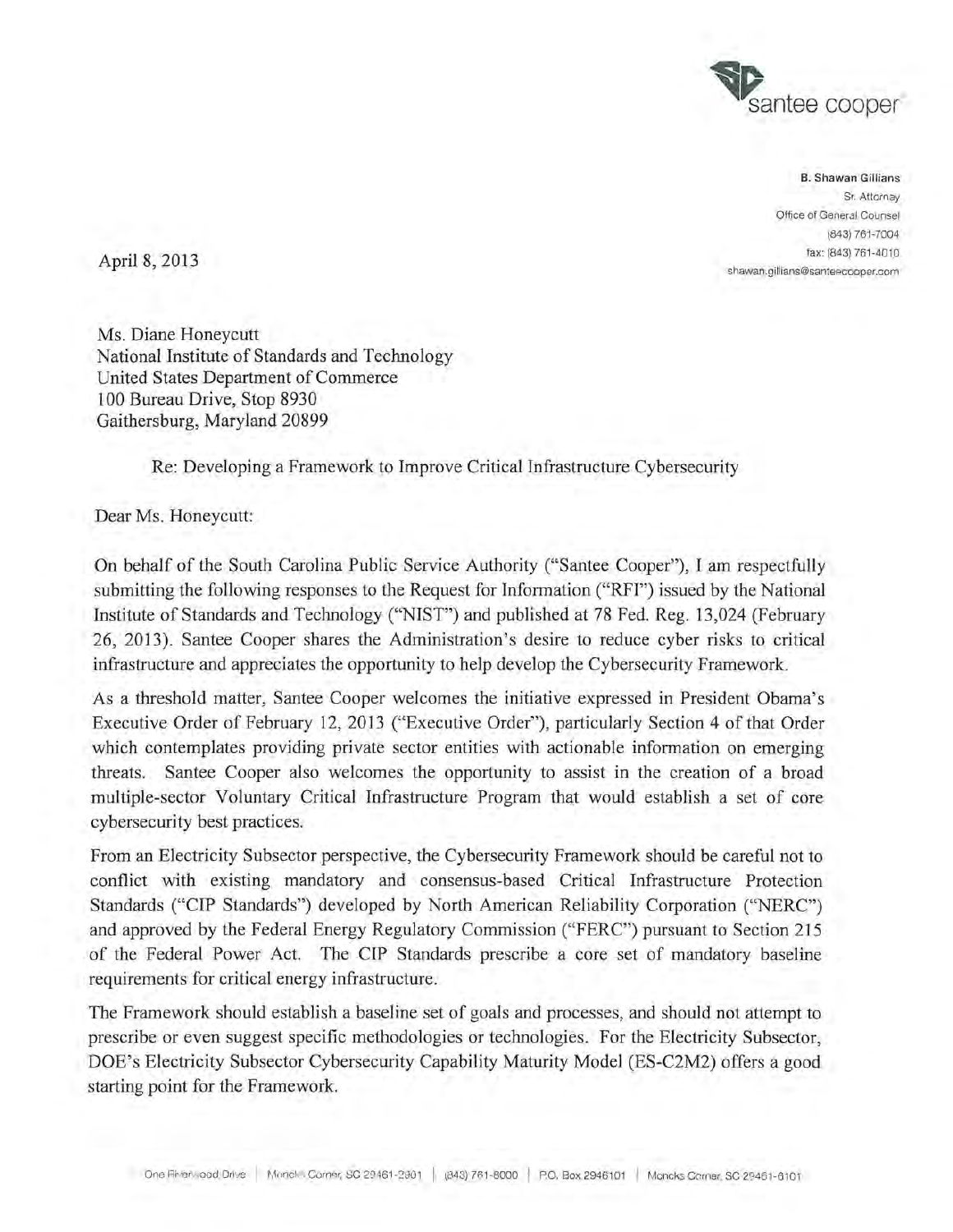santee cooper

**B. Shawan Gillians**
Sr. Attorney
Office of General Counsel
(843) 761-7004
fax: (843) 761-4010
shawan.gillians@santeecooper.com

April 8, 2013

Ms. Diane Honeycutt
National Institute of Standards and Technology
United States Department of Commerce
100 Bureau Drive, Stop 8930
Gaithersburg, Maryland 20899

Re: Developing a Framework to Improve Critical Infrastructure Cybersecurity

Dear Ms. Honeycutt:

On behalf of the South Carolina Public Service Authority ("Santee Cooper"), I am respectfully submitting the following responses to the Request for Information ("RFI") issued by the National Institute of Standards and Technology ("NIST") and published at 78 Fed. Reg. 13,024 (February 26, 2013). Santee Cooper shares the Administration's desire to reduce cyber risks to critical infrastructure and appreciates the opportunity to help develop the Cybersecurity Framework.

As a threshold matter, Santee Cooper welcomes the initiative expressed in President Obama's Executive Order of February 12, 2013 ("Executive Order"), particularly Section 4 of that Order which contemplates providing private sector entities with actionable information on emerging threats. Santee Cooper also welcomes the opportunity to assist in the creation of a broad multiple-sector Voluntary Critical Infrastructure Program that would establish a set of core cybersecurity best practices.

From an Electricity Subsector perspective, the Cybersecurity Framework should be careful not to conflict with existing mandatory and consensus-based Critical Infrastructure Protection Standards ("CIP Standards") developed by North American Reliability Corporation ("NERC") and approved by the Federal Energy Regulatory Commission ("FERC") pursuant to Section 215 of the Federal Power Act. The CIP Standards prescribe a core set of mandatory baseline requirements for critical energy infrastructure.

The Framework should establish a baseline set of goals and processes, and should not attempt to prescribe or even suggest specific methodologies or technologies. For the Electricity Subsector, DOE's Electricity Subsector Cybersecurity Capability Maturity Model (ES-C2M2) offers a good starting point for the Framework.

One Riverwood Drive | Moncks Corner, SC 29461-2901 | (843) 761-8000 | P.O. Box 2946101 | Moncks Corner, SC 29461-6101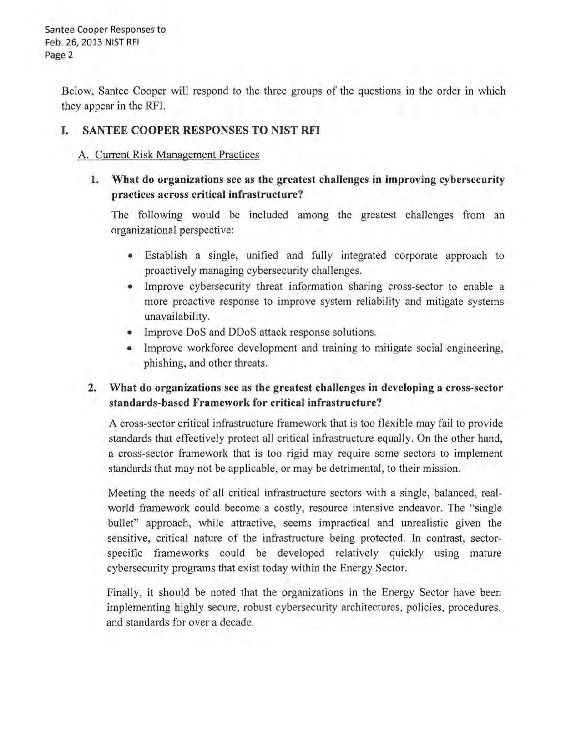Below, Santee Cooper will respond to the three groups of the questions in the order in which they appear in the RFI.

## I. SANTEE COOPER RESPONSES TO NIST RFI

### A. Current Risk Management Practices

**1. What do organizations see as the greatest challenges in improving cybersecurity practices across critical infrastructure?**

The following would be included among the greatest challenges from an organizational perspective:

- Establish a single, unified and fully integrated corporate approach to proactively managing cybersecurity challenges.
- Improve cybersecurity threat information sharing cross-sector to enable a more proactive response to improve system reliability and mitigate systems unavailability.
- Improve DoS and DDoS attack response solutions.
- Improve workforce development and training to mitigate social engineering, phishing, and other threats.

**2. What do organizations see as the greatest challenges in developing a cross-sector standards-based Framework for critical infrastructure?**

A cross-sector critical infrastructure framework that is too flexible may fail to provide standards that effectively protect all critical infrastructure equally. On the other hand, a cross-sector framework that is too rigid may require some sectors to implement standards that may not be applicable, or may be detrimental, to their mission.

Meeting the needs of all critical infrastructure sectors with a single, balanced, real-world framework could become a costly, resource intensive endeavor. The "single bullet" approach, while attractive, seems impractical and unrealistic given the sensitive, critical nature of the infrastructure being protected. In contrast, sector-specific frameworks could be developed relatively quickly using mature cybersecurity programs that exist today within the Energy Sector.

Finally, it should be noted that the organizations in the Energy Sector have been implementing highly secure, robust cybersecurity architectures, policies, procedures, and standards for over a decade.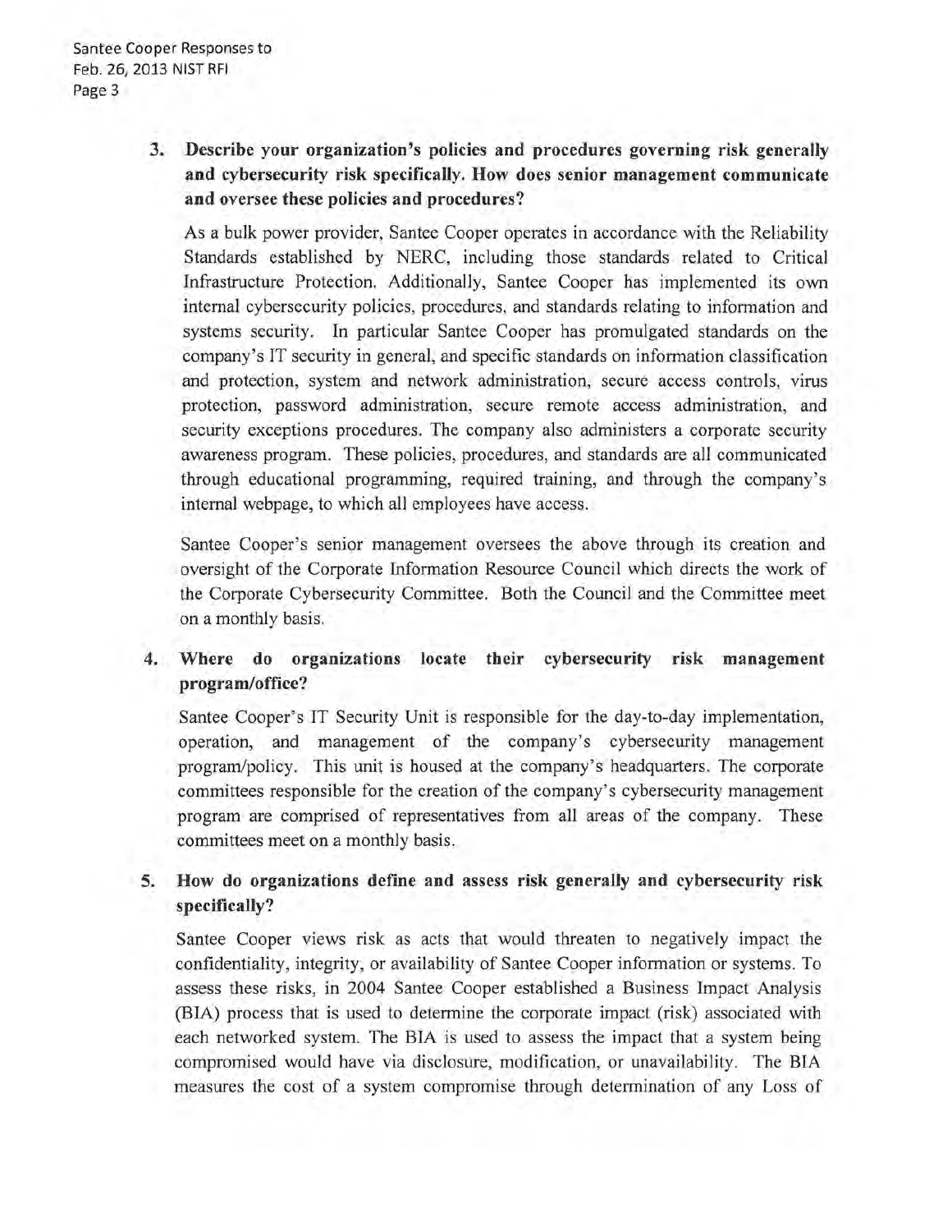3. **Describe your organization's policies and procedures governing risk generally and cybersecurity risk specifically. How does senior management communicate and oversee these policies and procedures?**

   As a bulk power provider, Santee Cooper operates in accordance with the Reliability Standards established by NERC, including those standards related to Critical Infrastructure Protection. Additionally, Santee Cooper has implemented its own internal cybersecurity policies, procedures, and standards relating to information and systems security. In particular Santee Cooper has promulgated standards on the company's IT security in general, and specific standards on information classification and protection, system and network administration, secure access controls, virus protection, password administration, secure remote access administration, and security exceptions procedures. The company also administers a corporate security awareness program. These policies, procedures, and standards are all communicated through educational programming, required training, and through the company's internal webpage, to which all employees have access.

   Santee Cooper's senior management oversees the above through its creation and oversight of the Corporate Information Resource Council which directs the work of the Corporate Cybersecurity Committee. Both the Council and the Committee meet on a monthly basis.

4. **Where do organizations locate their cybersecurity risk management program/office?**

   Santee Cooper's IT Security Unit is responsible for the day-to-day implementation, operation, and management of the company's cybersecurity management program/policy. This unit is housed at the company's headquarters. The corporate committees responsible for the creation of the company's cybersecurity management program are comprised of representatives from all areas of the company. These committees meet on a monthly basis.

5. **How do organizations define and assess risk generally and cybersecurity risk specifically?**

   Santee Cooper views risk as acts that would threaten to negatively impact the confidentiality, integrity, or availability of Santee Cooper information or systems. To assess these risks, in 2004 Santee Cooper established a Business Impact Analysis (BIA) process that is used to determine the corporate impact (risk) associated with each networked system. The BIA is used to assess the impact that a system being compromised would have via disclosure, modification, or unavailability. The BIA measures the cost of a system compromise through determination of any Loss of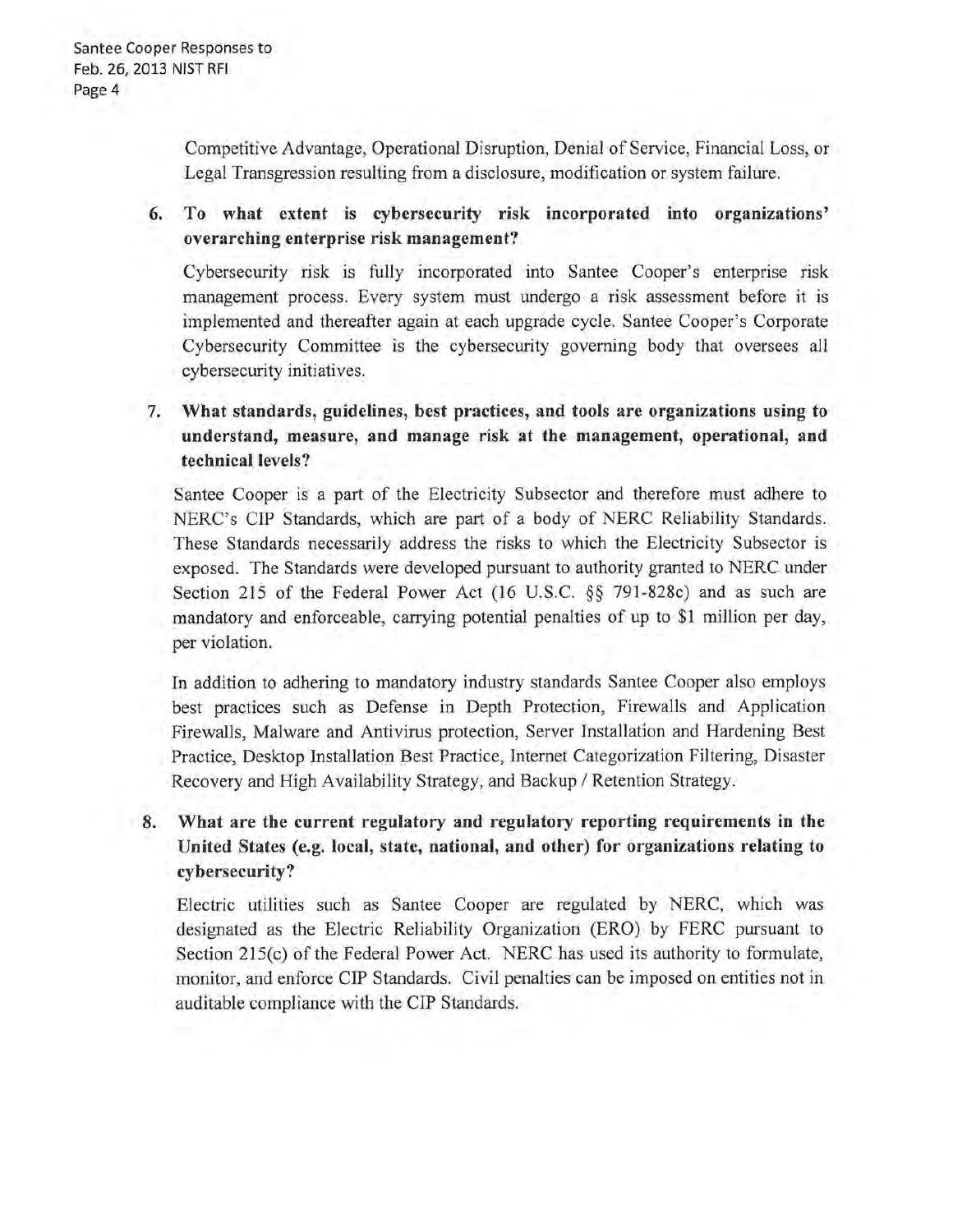Competitive Advantage, Operational Disruption, Denial of Service, Financial Loss, or Legal Transgression resulting from a disclosure, modification or system failure.

6. **To what extent is cybersecurity risk incorporated into organizations' overarching enterprise risk management?**

   Cybersecurity risk is fully incorporated into Santee Cooper's enterprise risk management process. Every system must undergo a risk assessment before it is implemented and thereafter again at each upgrade cycle. Santee Cooper's Corporate Cybersecurity Committee is the cybersecurity governing body that oversees all cybersecurity initiatives.

7. **What standards, guidelines, best practices, and tools are organizations using to understand, measure, and manage risk at the management, operational, and technical levels?**

   Santee Cooper is a part of the Electricity Subsector and therefore must adhere to NERC's CIP Standards, which are part of a body of NERC Reliability Standards. These Standards necessarily address the risks to which the Electricity Subsector is exposed. The Standards were developed pursuant to authority granted to NERC under Section 215 of the Federal Power Act (16 U.S.C. §§ 791-828c) and as such are mandatory and enforceable, carrying potential penalties of up to $1 million per day, per violation.

   In addition to adhering to mandatory industry standards Santee Cooper also employs best practices such as Defense in Depth Protection, Firewalls and Application Firewalls, Malware and Antivirus protection, Server Installation and Hardening Best Practice, Desktop Installation Best Practice, Internet Categorization Filtering, Disaster Recovery and High Availability Strategy, and Backup / Retention Strategy.

8. **What are the current regulatory and regulatory reporting requirements in the United States (e.g. local, state, national, and other) for organizations relating to cybersecurity?**

   Electric utilities such as Santee Cooper are regulated by NERC, which was designated as the Electric Reliability Organization (ERO) by FERC pursuant to Section 215(c) of the Federal Power Act. NERC has used its authority to formulate, monitor, and enforce CIP Standards. Civil penalties can be imposed on entities not in auditable compliance with the CIP Standards.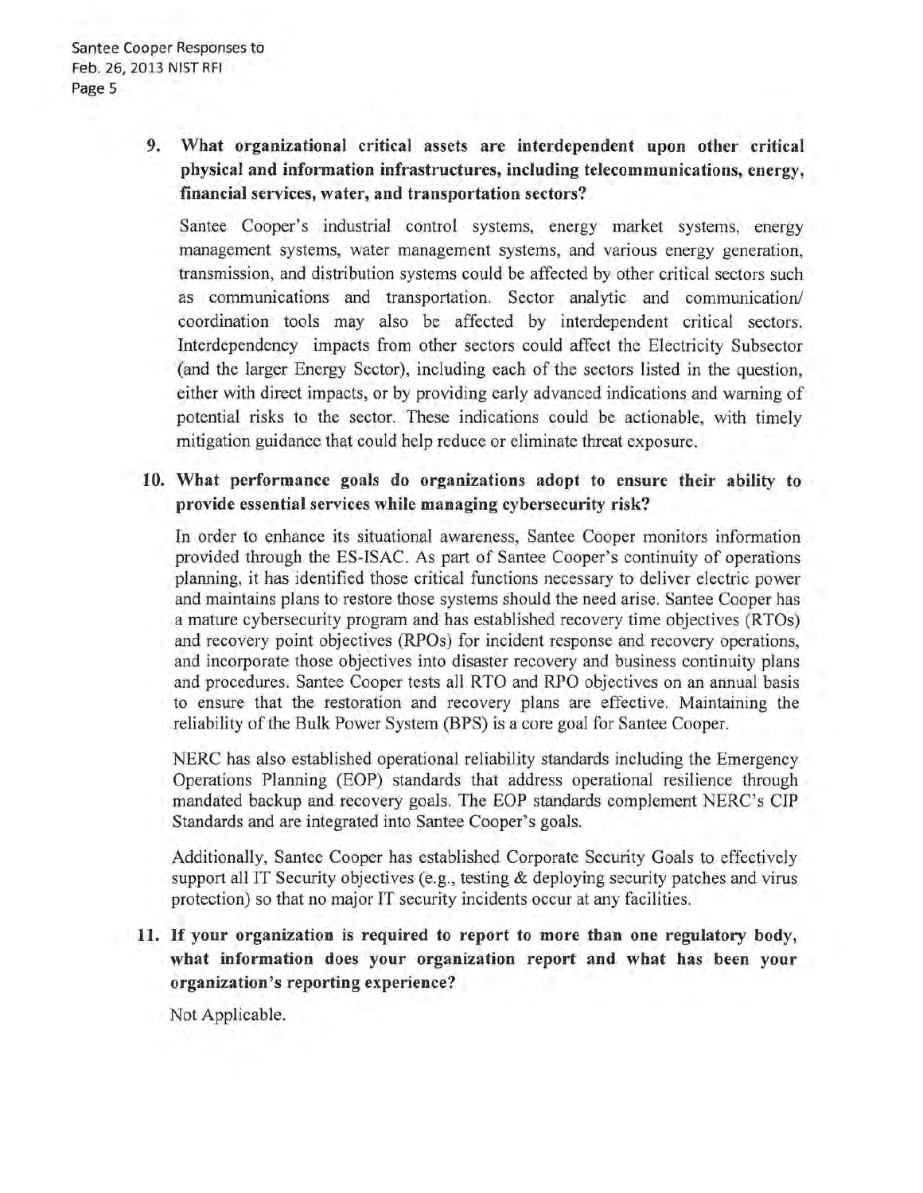**9. What organizational critical assets are interdependent upon other critical physical and information infrastructures, including telecommunications, energy, financial services, water, and transportation sectors?**

Santee Cooper's industrial control systems, energy market systems, energy management systems, water management systems, and various energy generation, transmission, and distribution systems could be affected by other critical sectors such as communications and transportation. Sector analytic and communication/ coordination tools may also be affected by interdependent critical sectors. Interdependency impacts from other sectors could affect the Electricity Subsector (and the larger Energy Sector), including each of the sectors listed in the question, either with direct impacts, or by providing early advanced indications and warning of potential risks to the sector. These indications could be actionable, with timely mitigation guidance that could help reduce or eliminate threat exposure.

**10. What performance goals do organizations adopt to ensure their ability to provide essential services while managing cybersecurity risk?**

In order to enhance its situational awareness, Santee Cooper monitors information provided through the ES-ISAC. As part of Santee Cooper's continuity of operations planning, it has identified those critical functions necessary to deliver electric power and maintains plans to restore those systems should the need arise. Santee Cooper has a mature cybersecurity program and has established recovery time objectives (RTOs) and recovery point objectives (RPOs) for incident response and recovery operations, and incorporate those objectives into disaster recovery and business continuity plans and procedures. Santee Cooper tests all RTO and RPO objectives on an annual basis to ensure that the restoration and recovery plans are effective. Maintaining the reliability of the Bulk Power System (BPS) is a core goal for Santee Cooper.

NERC has also established operational reliability standards including the Emergency Operations Planning (EOP) standards that address operational resilience through mandated backup and recovery goals. The EOP standards complement NERC's CIP Standards and are integrated into Santee Cooper's goals.

Additionally, Santee Cooper has established Corporate Security Goals to effectively support all IT Security objectives (e.g., testing & deploying security patches and virus protection) so that no major IT security incidents occur at any facilities.

**11. If your organization is required to report to more than one regulatory body, what information does your organization report and what has been your organization's reporting experience?**

Not Applicable.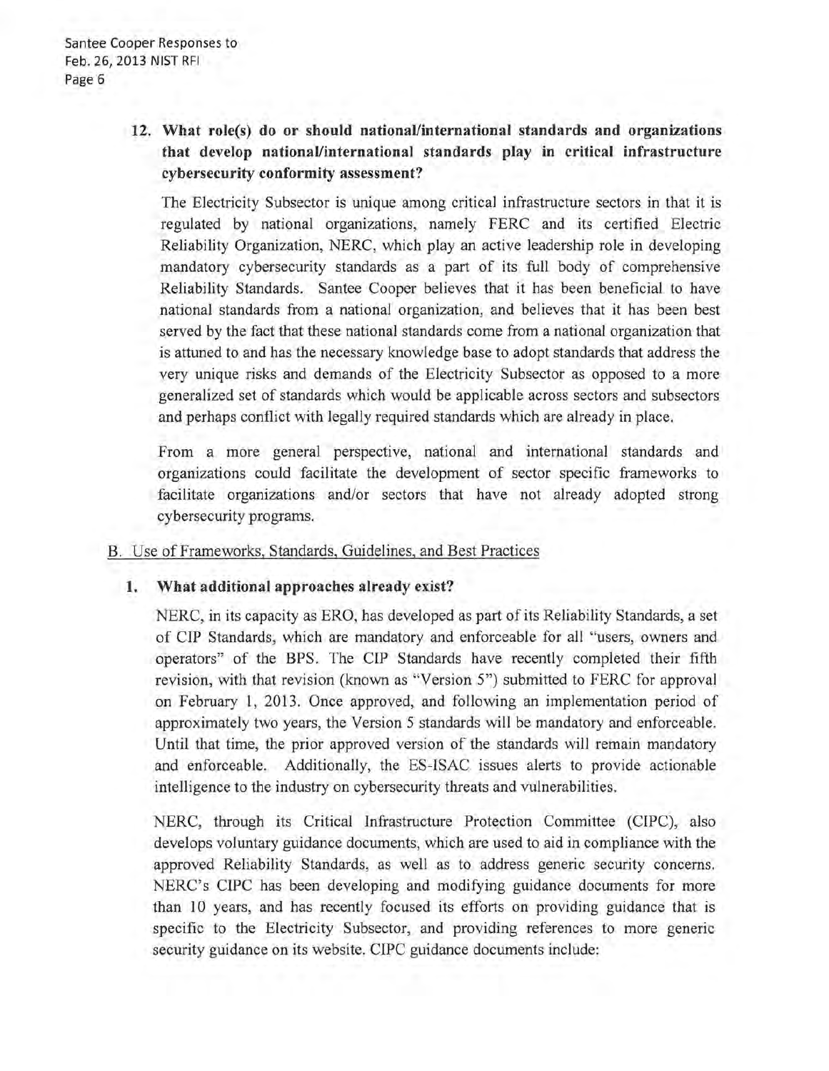**12. What role(s) do or should national/international standards and organizations that develop national/international standards play in critical infrastructure cybersecurity conformity assessment?**

The Electricity Subsector is unique among critical infrastructure sectors in that it is regulated by national organizations, namely FERC and its certified Electric Reliability Organization, NERC, which play an active leadership role in developing mandatory cybersecurity standards as a part of its full body of comprehensive Reliability Standards. Santee Cooper believes that it has been beneficial to have national standards from a national organization, and believes that it has been best served by the fact that these national standards come from a national organization that is attuned to and has the necessary knowledge base to adopt standards that address the very unique risks and demands of the Electricity Subsector as opposed to a more generalized set of standards which would be applicable across sectors and subsectors and perhaps conflict with legally required standards which are already in place.

From a more general perspective, national and international standards and organizations could facilitate the development of sector specific frameworks to facilitate organizations and/or sectors that have not already adopted strong cybersecurity programs.

## B. Use of Frameworks, Standards, Guidelines, and Best Practices

**1. What additional approaches already exist?**

NERC, in its capacity as ERO, has developed as part of its Reliability Standards, a set of CIP Standards, which are mandatory and enforceable for all "users, owners and operators" of the BPS. The CIP Standards have recently completed their fifth revision, with that revision (known as "Version 5") submitted to FERC for approval on February 1, 2013. Once approved, and following an implementation period of approximately two years, the Version 5 standards will be mandatory and enforceable. Until that time, the prior approved version of the standards will remain mandatory and enforceable. Additionally, the ES-ISAC issues alerts to provide actionable intelligence to the industry on cybersecurity threats and vulnerabilities.

NERC, through its Critical Infrastructure Protection Committee (CIPC), also develops voluntary guidance documents, which are used to aid in compliance with the approved Reliability Standards, as well as to address generic security concerns. NERC's CIPC has been developing and modifying guidance documents for more than 10 years, and has recently focused its efforts on providing guidance that is specific to the Electricity Subsector, and providing references to more generic security guidance on its website. CIPC guidance documents include: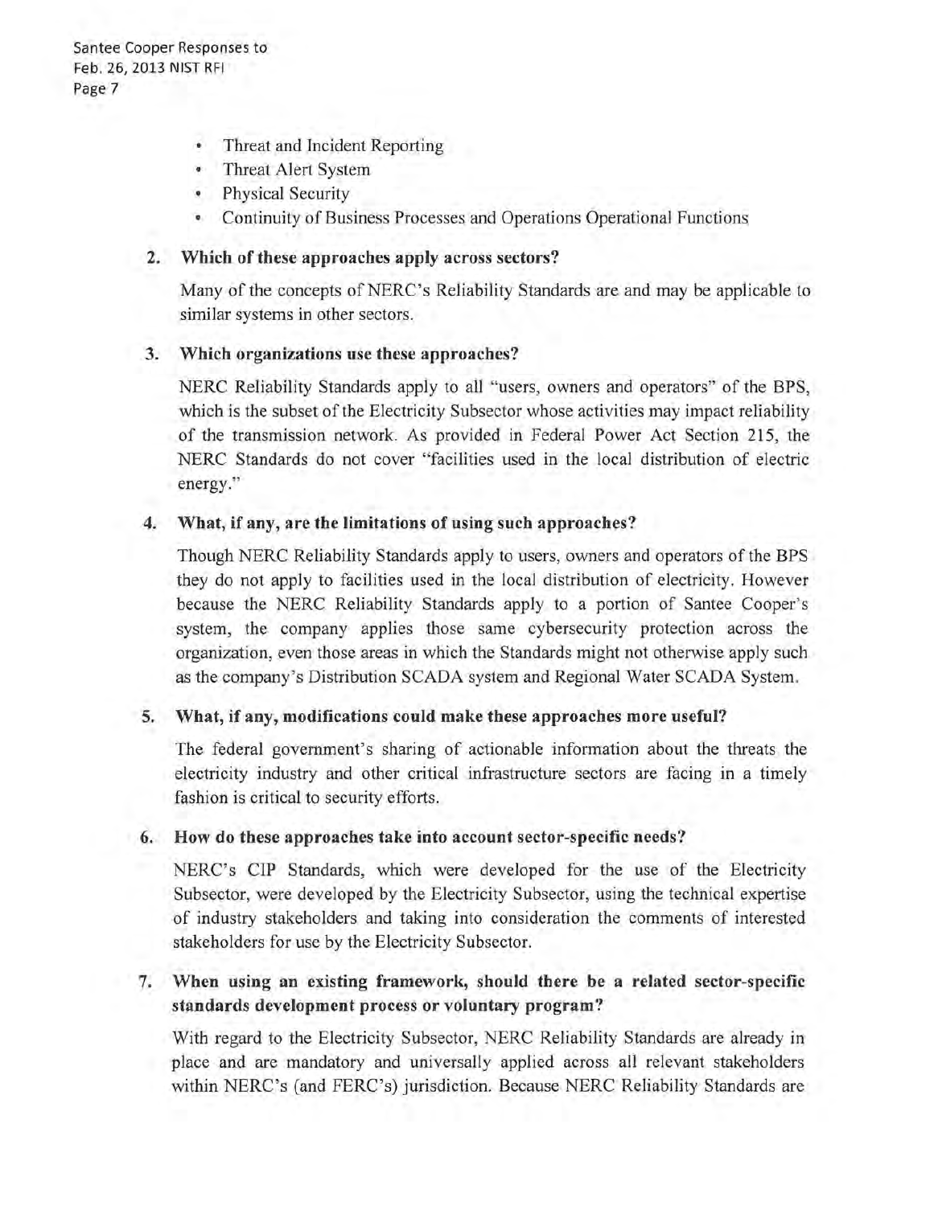- Threat and Incident Reporting
- Threat Alert System
- Physical Security
- Continuity of Business Processes and Operations Operational Functions

**2. Which of these approaches apply across sectors?**

Many of the concepts of NERC's Reliability Standards are and may be applicable to similar systems in other sectors.

**3. Which organizations use these approaches?**

NERC Reliability Standards apply to all "users, owners and operators" of the BPS, which is the subset of the Electricity Subsector whose activities may impact reliability of the transmission network. As provided in Federal Power Act Section 215, the NERC Standards do not cover "facilities used in the local distribution of electric energy."

**4. What, if any, are the limitations of using such approaches?**

Though NERC Reliability Standards apply to users, owners and operators of the BPS they do not apply to facilities used in the local distribution of electricity. However because the NERC Reliability Standards apply to a portion of Santee Cooper's system, the company applies those same cybersecurity protection across the organization, even those areas in which the Standards might not otherwise apply such as the company's Distribution SCADA system and Regional Water SCADA System.

**5. What, if any, modifications could make these approaches more useful?**

The federal government's sharing of actionable information about the threats the electricity industry and other critical infrastructure sectors are facing in a timely fashion is critical to security efforts.

**6. How do these approaches take into account sector-specific needs?**

NERC's CIP Standards, which were developed for the use of the Electricity Subsector, were developed by the Electricity Subsector, using the technical expertise of industry stakeholders and taking into consideration the comments of interested stakeholders for use by the Electricity Subsector.

**7. When using an existing framework, should there be a related sector-specific standards development process or voluntary program?**

With regard to the Electricity Subsector, NERC Reliability Standards are already in place and are mandatory and universally applied across all relevant stakeholders within NERC's (and FERC's) jurisdiction. Because NERC Reliability Standards are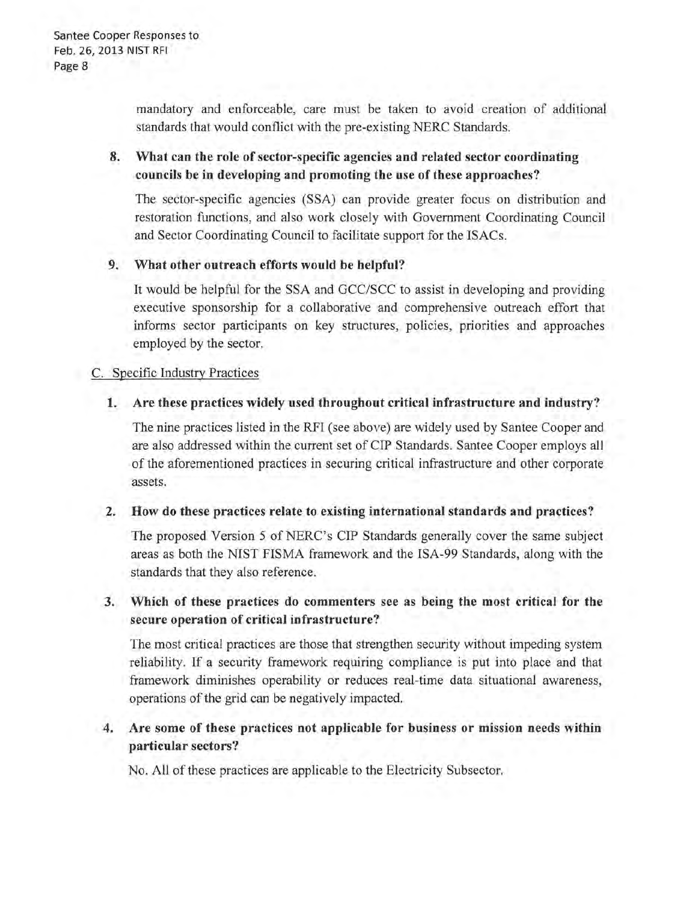mandatory and enforceable, care must be taken to avoid creation of additional standards that would conflict with the pre-existing NERC Standards.

8. **What can the role of sector-specific agencies and related sector coordinating councils be in developing and promoting the use of these approaches?**

   The sector-specific agencies (SSA) can provide greater focus on distribution and restoration functions, and also work closely with Government Coordinating Council and Sector Coordinating Council to facilitate support for the ISACs.

9. **What other outreach efforts would be helpful?**

   It would be helpful for the SSA and GCC/SCC to assist in developing and providing executive sponsorship for a collaborative and comprehensive outreach effort that informs sector participants on key structures, policies, priorities and approaches employed by the sector.

C. Specific Industry Practices

1. **Are these practices widely used throughout critical infrastructure and industry?**

   The nine practices listed in the RFI (see above) are widely used by Santee Cooper and are also addressed within the current set of CIP Standards. Santee Cooper employs all of the aforementioned practices in securing critical infrastructure and other corporate assets.

2. **How do these practices relate to existing international standards and practices?**

   The proposed Version 5 of NERC's CIP Standards generally cover the same subject areas as both the NIST FISMA framework and the ISA-99 Standards, along with the standards that they also reference.

3. **Which of these practices do commenters see as being the most critical for the secure operation of critical infrastructure?**

   The most critical practices are those that strengthen security without impeding system reliability. If a security framework requiring compliance is put into place and that framework diminishes operability or reduces real-time data situational awareness, operations of the grid can be negatively impacted.

4. **Are some of these practices not applicable for business or mission needs within particular sectors?**

   No. All of these practices are applicable to the Electricity Subsector.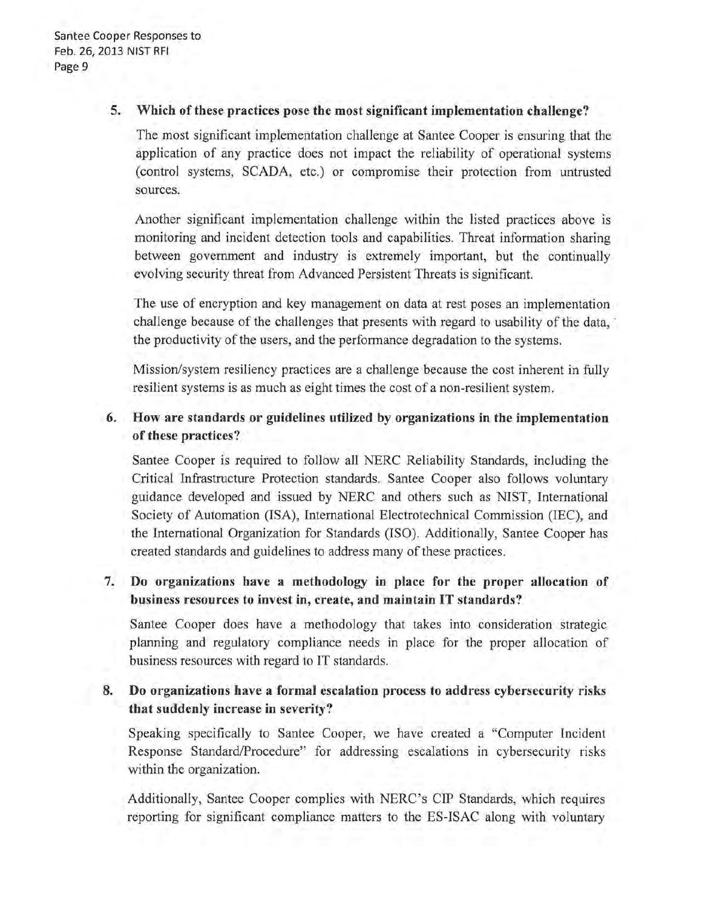**5. Which of these practices pose the most significant implementation challenge?**

The most significant implementation challenge at Santee Cooper is ensuring that the application of any practice does not impact the reliability of operational systems (control systems, SCADA, etc.) or compromise their protection from untrusted sources.

Another significant implementation challenge within the listed practices above is monitoring and incident detection tools and capabilities. Threat information sharing between government and industry is extremely important, but the continually evolving security threat from Advanced Persistent Threats is significant.

The use of encryption and key management on data at rest poses an implementation challenge because of the challenges that presents with regard to usability of the data, the productivity of the users, and the performance degradation to the systems.

Mission/system resiliency practices are a challenge because the cost inherent in fully resilient systems is as much as eight times the cost of a non-resilient system.

**6. How are standards or guidelines utilized by organizations in the implementation of these practices?**

Santee Cooper is required to follow all NERC Reliability Standards, including the Critical Infrastructure Protection standards. Santee Cooper also follows voluntary guidance developed and issued by NERC and others such as NIST, International Society of Automation (ISA), International Electrotechnical Commission (IEC), and the International Organization for Standards (ISO). Additionally, Santee Cooper has created standards and guidelines to address many of these practices.

**7. Do organizations have a methodology in place for the proper allocation of business resources to invest in, create, and maintain IT standards?**

Santee Cooper does have a methodology that takes into consideration strategic planning and regulatory compliance needs in place for the proper allocation of business resources with regard to IT standards.

**8. Do organizations have a formal escalation process to address cybersecurity risks that suddenly increase in severity?**

Speaking specifically to Santee Cooper, we have created a "Computer Incident Response Standard/Procedure" for addressing escalations in cybersecurity risks within the organization.

Additionally, Santee Cooper complies with NERC's CIP Standards, which requires reporting for significant compliance matters to the ES-ISAC along with voluntary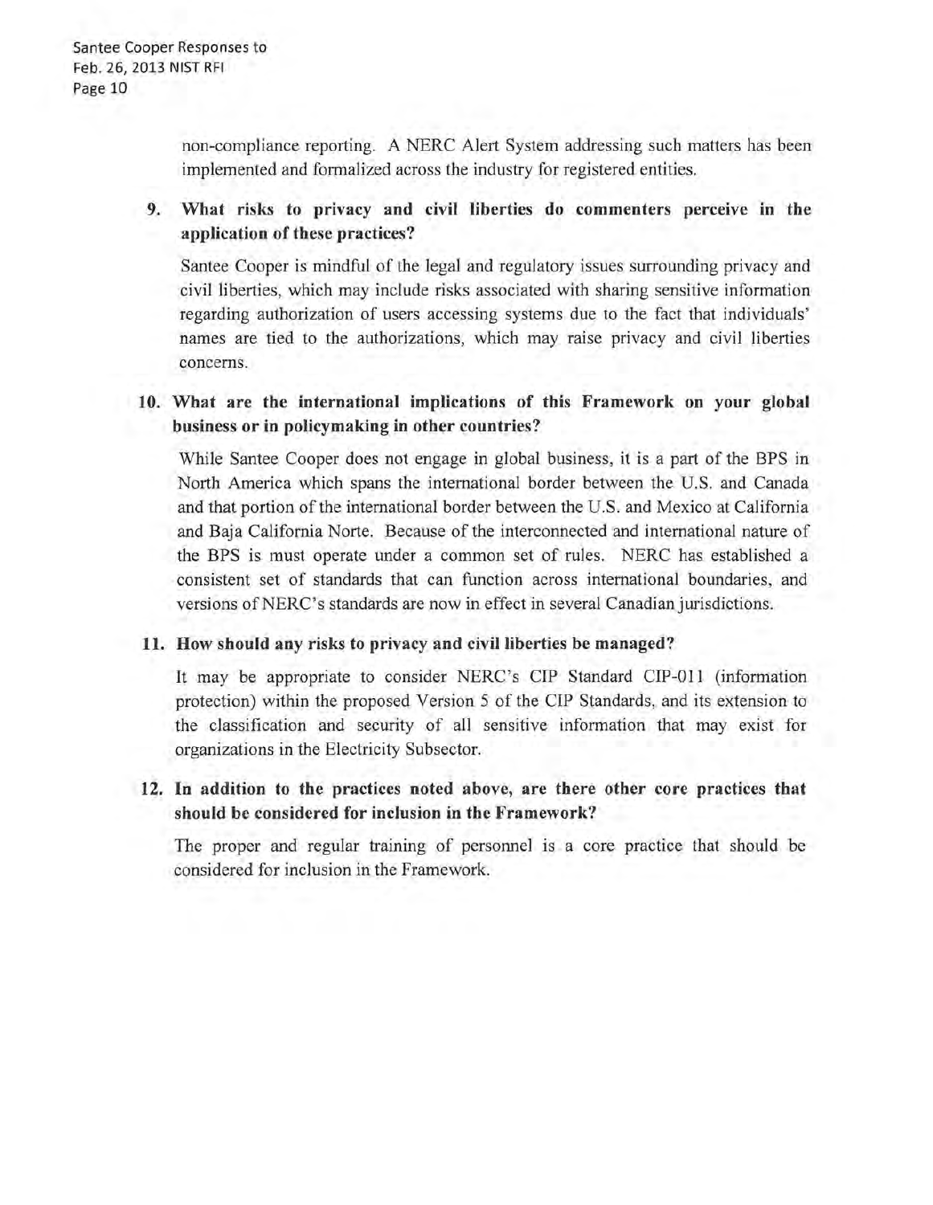non-compliance reporting. A NERC Alert System addressing such matters has been implemented and formalized across the industry for registered entities.

**9. What risks to privacy and civil liberties do commenters perceive in the application of these practices?**

Santee Cooper is mindful of the legal and regulatory issues surrounding privacy and civil liberties, which may include risks associated with sharing sensitive information regarding authorization of users accessing systems due to the fact that individuals' names are tied to the authorizations, which may raise privacy and civil liberties concerns.

**10. What are the international implications of this Framework on your global business or in policymaking in other countries?**

While Santee Cooper does not engage in global business, it is a part of the BPS in North America which spans the international border between the U.S. and Canada and that portion of the international border between the U.S. and Mexico at California and Baja California Norte. Because of the interconnected and international nature of the BPS is must operate under a common set of rules. NERC has established a consistent set of standards that can function across international boundaries, and versions of NERC's standards are now in effect in several Canadian jurisdictions.

**11. How should any risks to privacy and civil liberties be managed?**

It may be appropriate to consider NERC's CIP Standard CIP-011 (information protection) within the proposed Version 5 of the CIP Standards, and its extension to the classification and security of all sensitive information that may exist for organizations in the Electricity Subsector.

**12. In addition to the practices noted above, are there other core practices that should be considered for inclusion in the Framework?**

The proper and regular training of personnel is a core practice that should be considered for inclusion in the Framework.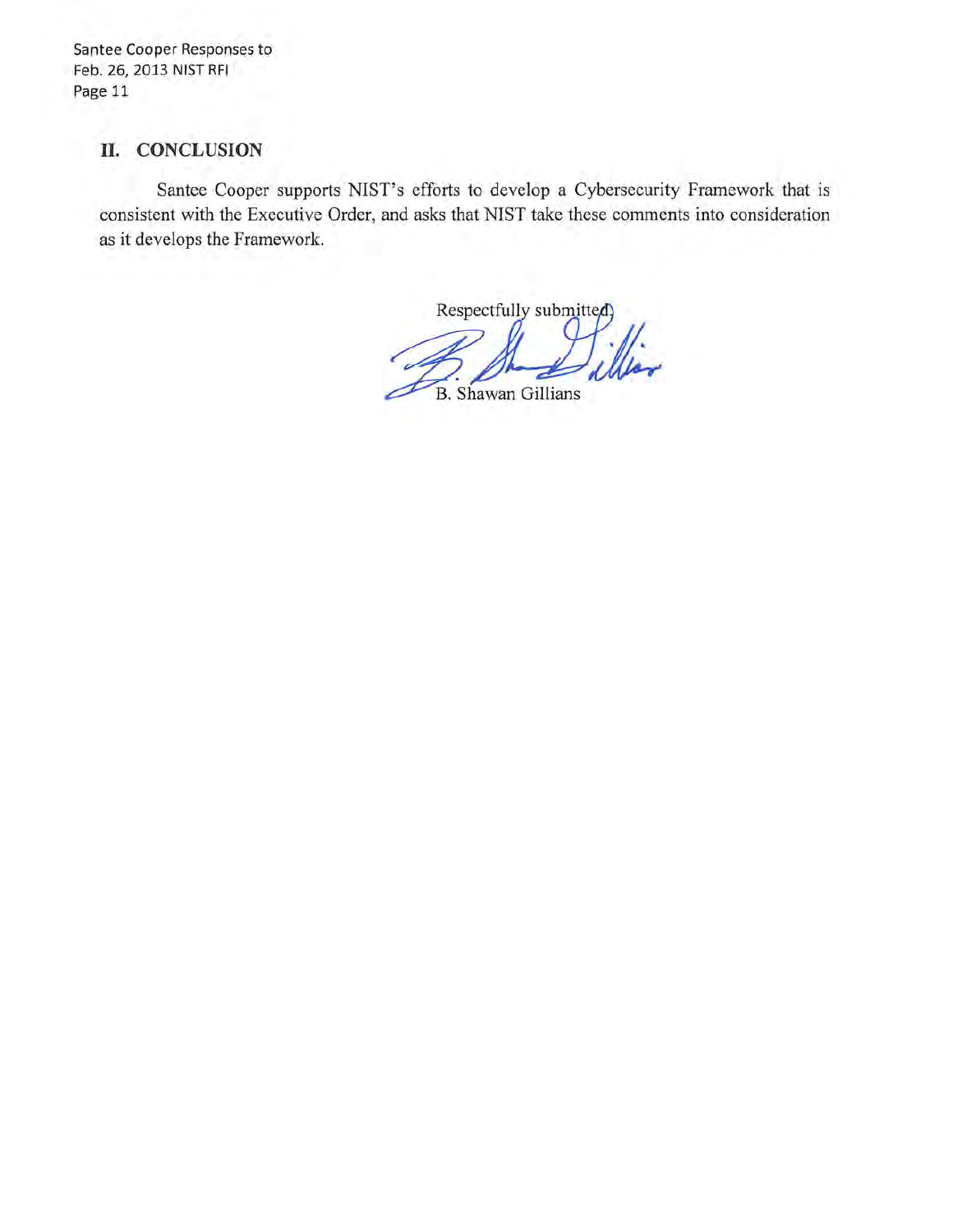## II. CONCLUSION

Santee Cooper supports NIST's efforts to develop a Cybersecurity Framework that is consistent with the Executive Order, and asks that NIST take these comments into consideration as it develops the Framework.

Respectfully submitted,

B. Shawan Gillians